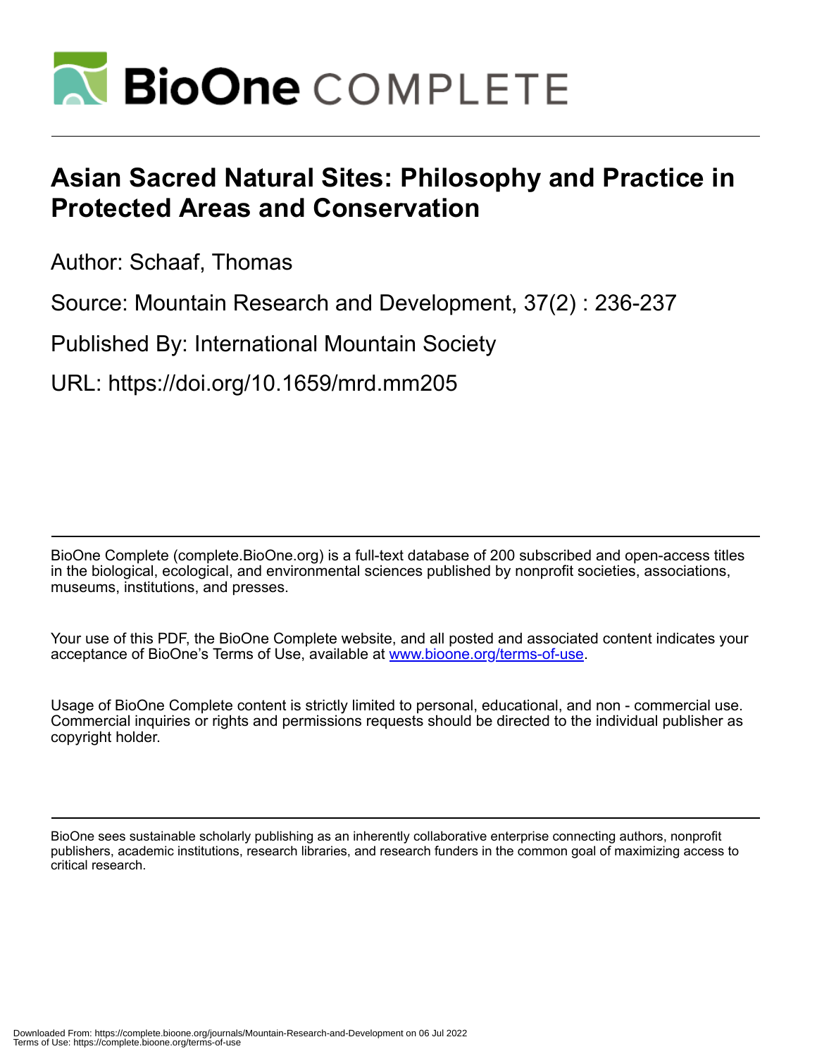# Asian Sacred Natural Sites: Philosophy and Practice in Protected Areas and Conservation

Author: Schaaf, Thomas

Source: Mountain Research and Development, 37(2) : 236-237

Published By: International Mountain Society

URL: https://doi.org/10.1659/mrd.mm205

BioOne Complete (complete.BioOne.org) is a full-text database of 200 subscribed and open-access titles in the biological, ecological, and environmental sciences published by nonprofit societies, associations, museums, institutions, and presses.

Your use of this PDF, the BioOne Complete website, and all posted and associated content indicates your acceptance of BioOne's Terms of Use, available at www.bioone.org/terms-of-use.

Usage of BioOne Complete content is strictly limited to personal, educational, and non - commercial use. Commercial inquiries or rights and permissions requests should be directed to the individual publisher as copyright holder.

BioOne sees sustainable scholarly publishing as an inherently collaborative enterprise connecting authors, nonprofit publishers, academic institutions, research libraries, and research funders in the common goal of maximizing access to critical research.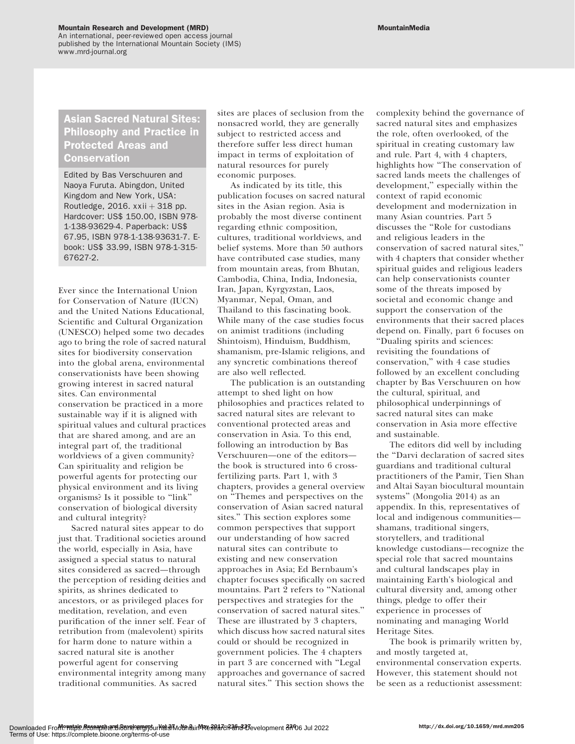## Asian Sacred Natural Sites: Philosophy and Practice in Protected Areas and Conservation

Edited by Bas Verschuuren and Naoya Furuta. Abingdon, United Kingdom and New York, USA: Routledge, 2016. xxii + 318 pp. Hardcover: US$ 150.00, ISBN 978-1-138-93629-4. Paperback: US$ 67.95, ISBN 978-1-138-93631-7. E-book: US$ 33.99, ISBN 978-1-315-67627-2.

Ever since the International Union for Conservation of Nature (IUCN) and the United Nations Educational, Scientific and Cultural Organization (UNESCO) helped some two decades ago to bring the role of sacred natural sites for biodiversity conservation into the global arena, environmental conservationists have been showing growing interest in sacred natural sites. Can environmental conservation be practiced in a more sustainable way if it is aligned with spiritual values and cultural practices that are shared among, and are an integral part of, the traditional worldviews of a given community? Can spirituality and religion be powerful agents for protecting our physical environment and its living organisms? Is it possible to "link" conservation of biological diversity and cultural integrity?

Sacred natural sites appear to do just that. Traditional societies around the world, especially in Asia, have assigned a special status to natural sites considered as sacred—through the perception of residing deities and spirits, as shrines dedicated to ancestors, or as privileged places for meditation, revelation, and even purification of the inner self. Fear of retribution from (malevolent) spirits for harm done to nature within a sacred natural site is another powerful agent for conserving environmental integrity among many traditional communities. As sacred sites are places of seclusion from the nonsacred world, they are generally subject to restricted access and therefore suffer less direct human impact in terms of exploitation of natural resources for purely economic purposes.

As indicated by its title, this publication focuses on sacred natural sites in the Asian region. Asia is probably the most diverse continent regarding ethnic composition, cultures, traditional worldviews, and belief systems. More than 50 authors have contributed case studies, many from mountain areas, from Bhutan, Cambodia, China, India, Indonesia, Iran, Japan, Kyrgyzstan, Laos, Myanmar, Nepal, Oman, and Thailand to this fascinating book. While many of the case studies focus on animist traditions (including Shintoism), Hinduism, Buddhism, shamanism, pre-Islamic religions, and any syncretic combinations thereof are also well reflected.

The publication is an outstanding attempt to shed light on how philosophies and practices related to sacred natural sites are relevant to conventional protected areas and conservation in Asia. To this end, following an introduction by Bas Verschuuren—one of the editors—the book is structured into 6 cross-fertilizing parts. Part 1, with 3 chapters, provides a general overview on "Themes and perspectives on the conservation of Asian sacred natural sites." This section explores some common perspectives that support our understanding of how sacred natural sites can contribute to existing and new conservation approaches in Asia; Ed Bernbaum's chapter focuses specifically on sacred mountains. Part 2 refers to "National perspectives and strategies for the conservation of sacred natural sites." These are illustrated by 3 chapters, which discuss how sacred natural sites could or should be recognized in government policies. The 4 chapters in part 3 are concerned with "Legal approaches and governance of sacred natural sites." This section shows the complexity behind the governance of sacred natural sites and emphasizes the role, often overlooked, of the spiritual in creating customary law and rule. Part 4, with 4 chapters, highlights how "The conservation of sacred lands meets the challenges of development," especially within the context of rapid economic development and modernization in many Asian countries. Part 5 discusses the "Role for custodians and religious leaders in the conservation of sacred natural sites," with 4 chapters that consider whether spiritual guides and religious leaders can help conservationists counter some of the threats imposed by societal and economic change and support the conservation of the environments that their sacred places depend on. Finally, part 6 focuses on "Dualing spirits and sciences: revisiting the foundations of conservation," with 4 case studies followed by an excellent concluding chapter by Bas Verschuuren on how the cultural, spiritual, and philosophical underpinnings of sacred natural sites can make conservation in Asia more effective and sustainable.

The editors did well by including the "Darvi declaration of sacred sites guardians and traditional cultural practitioners of the Pamir, Tien Shan and Altai Sayan biocultural mountain systems" (Mongolia 2014) as an appendix. In this, representatives of local and indigenous communities—shamans, traditional singers, storytellers, and traditional knowledge custodians—recognize the special role that sacred mountains and cultural landscapes play in maintaining Earth's biological and cultural diversity and, among other things, pledge to offer their experience in processes of nominating and managing World Heritage Sites.

The book is primarily written by, and mostly targeted at, environmental conservation experts. However, this statement should not be seen as a reductionist assessment: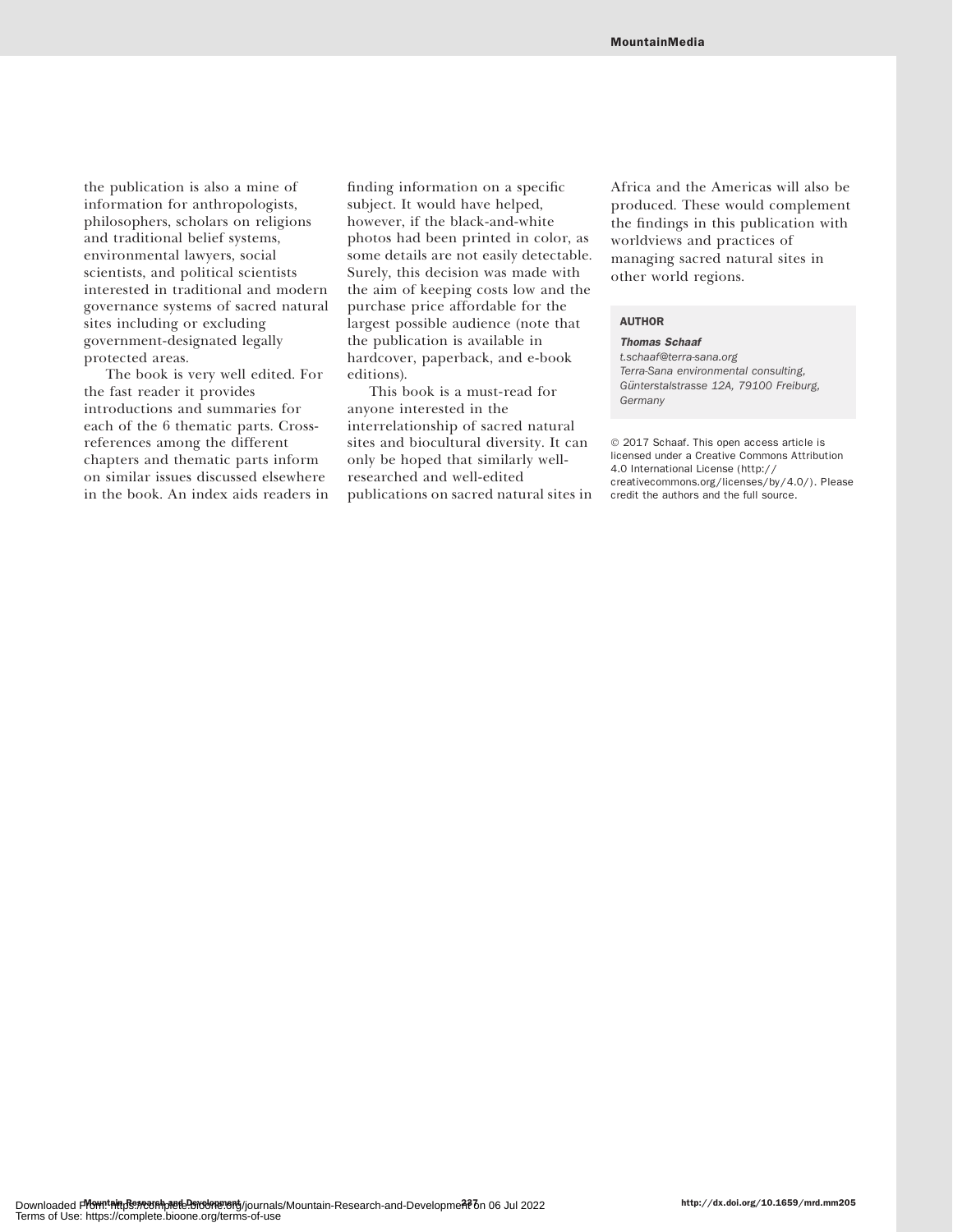the publication is also a mine of information for anthropologists, philosophers, scholars on religions and traditional belief systems, environmental lawyers, social scientists, and political scientists interested in traditional and modern governance systems of sacred natural sites including or excluding government-designated legally protected areas.

The book is very well edited. For the fast reader it provides introductions and summaries for each of the 6 thematic parts. Cross-references among the different chapters and thematic parts inform on similar issues discussed elsewhere in the book. An index aids readers in finding information on a specific subject. It would have helped, however, if the black-and-white photos had been printed in color, as some details are not easily detectable. Surely, this decision was made with the aim of keeping costs low and the purchase price affordable for the largest possible audience (note that the publication is available in hardcover, paperback, and e-book editions).

This book is a must-read for anyone interested in the interrelationship of sacred natural sites and biocultural diversity. It can only be hoped that similarly well-researched and well-edited publications on sacred natural sites in Africa and the Americas will also be produced. These would complement the findings in this publication with worldviews and practices of managing sacred natural sites in other world regions.

## AUTHOR

***Thomas Schaaf***
*t.schaaf@terra-sana.org*
*Terra-Sana environmental consulting, Günterstalstrasse 12A, 79100 Freiburg, Germany*

© 2017 Schaaf. This open access article is licensed under a Creative Commons Attribution 4.0 International License (http://creativecommons.org/licenses/by/4.0/). Please credit the authors and the full source.